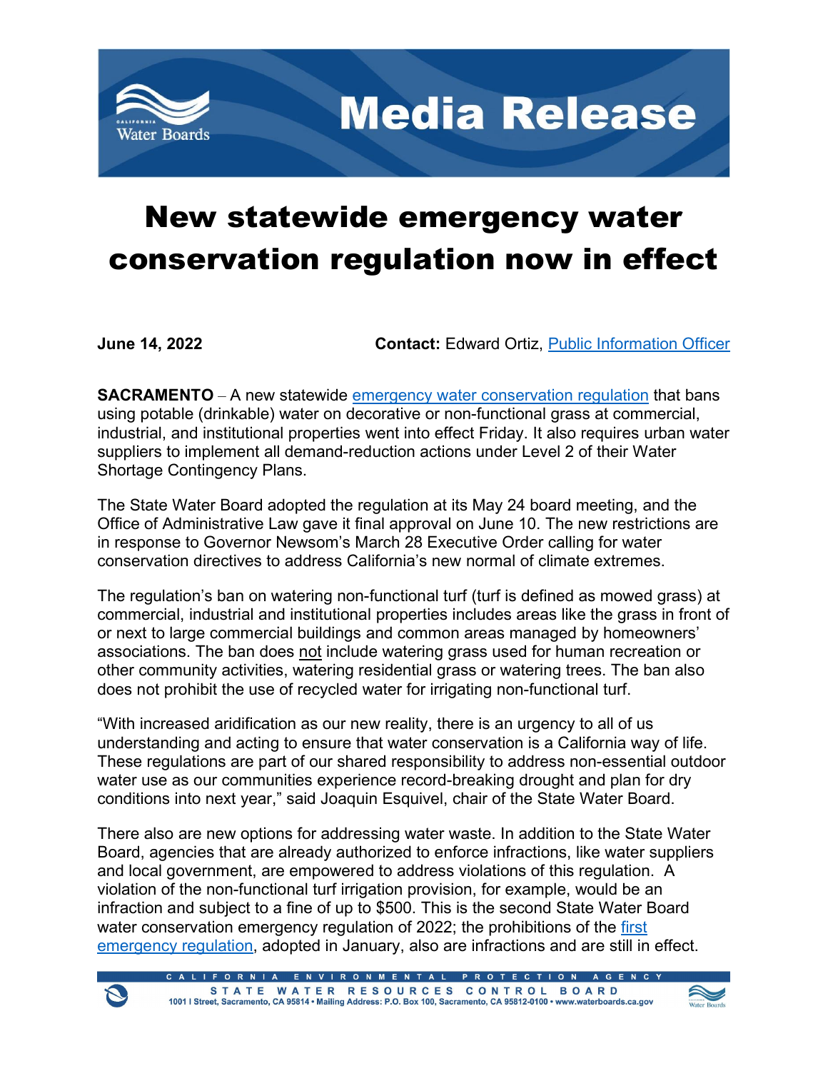# Media Release

# New statewide emergency water conservation regulation now in effect

**June 14, 2022** **Contact:** Edward Ortiz, Public Information Officer

**SACRAMENTO** – A new statewide emergency water conservation regulation that bans using potable (drinkable) water on decorative or non-functional grass at commercial, industrial, and institutional properties went into effect Friday. It also requires urban water suppliers to implement all demand-reduction actions under Level 2 of their Water Shortage Contingency Plans.

The State Water Board adopted the regulation at its May 24 board meeting, and the Office of Administrative Law gave it final approval on June 10. The new restrictions are in response to Governor Newsom's March 28 Executive Order calling for water conservation directives to address California's new normal of climate extremes.

The regulation's ban on watering non-functional turf (turf is defined as mowed grass) at commercial, industrial and institutional properties includes areas like the grass in front of or next to large commercial buildings and common areas managed by homeowners' associations. The ban does not include watering grass used for human recreation or other community activities, watering residential grass or watering trees. The ban also does not prohibit the use of recycled water for irrigating non-functional turf.

"With increased aridification as our new reality, there is an urgency to all of us understanding and acting to ensure that water conservation is a California way of life. These regulations are part of our shared responsibility to address non-essential outdoor water use as our communities experience record-breaking drought and plan for dry conditions into next year," said Joaquin Esquivel, chair of the State Water Board.

There also are new options for addressing water waste. In addition to the State Water Board, agencies that are already authorized to enforce infractions, like water suppliers and local government, are empowered to address violations of this regulation. A violation of the non-functional turf irrigation provision, for example, would be an infraction and subject to a fine of up to $500. This is the second State Water Board water conservation emergency regulation of 2022; the prohibitions of the first emergency regulation, adopted in January, also are infractions and are still in effect.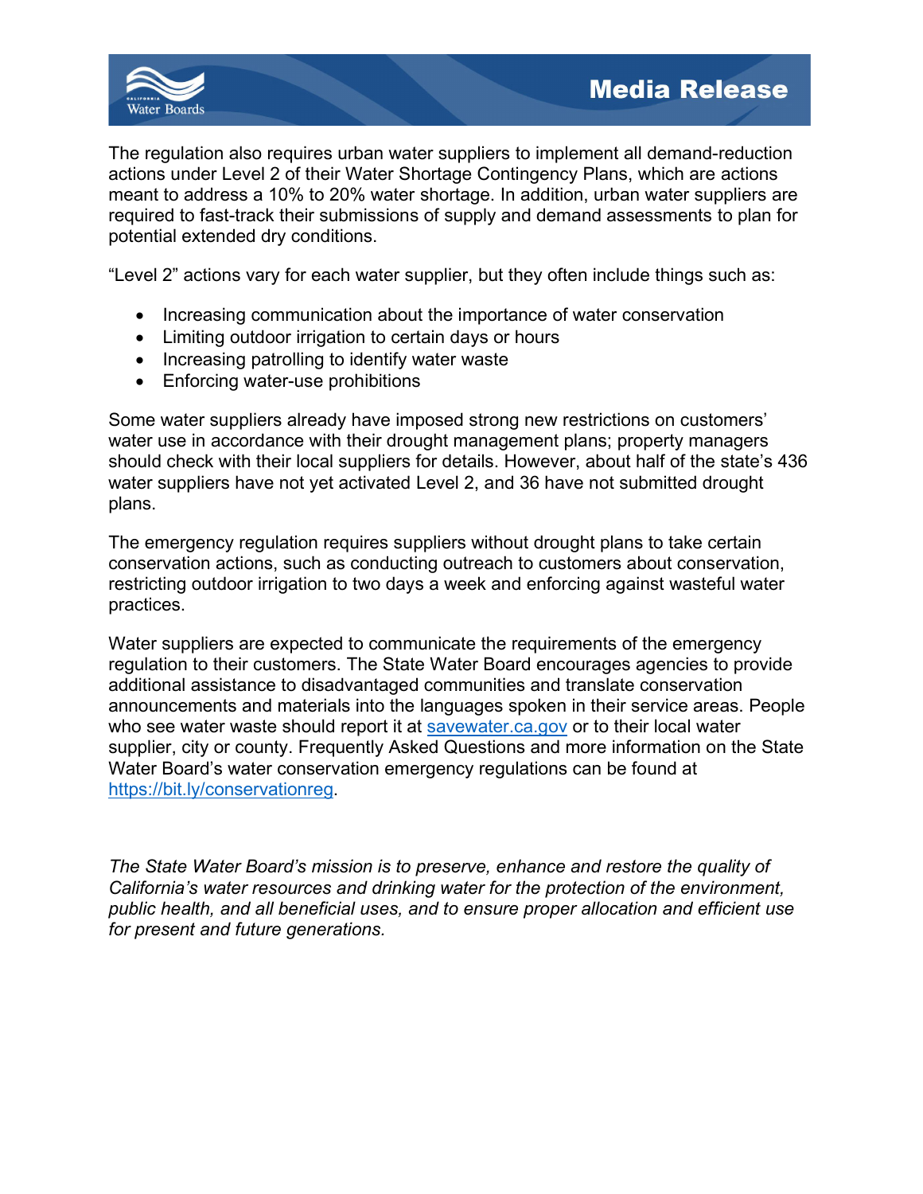The regulation also requires urban water suppliers to implement all demand-reduction actions under Level 2 of their Water Shortage Contingency Plans, which are actions meant to address a 10% to 20% water shortage. In addition, urban water suppliers are required to fast-track their submissions of supply and demand assessments to plan for potential extended dry conditions.

"Level 2" actions vary for each water supplier, but they often include things such as:

- Increasing communication about the importance of water conservation
- Limiting outdoor irrigation to certain days or hours
- Increasing patrolling to identify water waste
- Enforcing water-use prohibitions

Some water suppliers already have imposed strong new restrictions on customers' water use in accordance with their drought management plans; property managers should check with their local suppliers for details. However, about half of the state's 436 water suppliers have not yet activated Level 2, and 36 have not submitted drought plans.

The emergency regulation requires suppliers without drought plans to take certain conservation actions, such as conducting outreach to customers about conservation, restricting outdoor irrigation to two days a week and enforcing against wasteful water practices.

Water suppliers are expected to communicate the requirements of the emergency regulation to their customers. The State Water Board encourages agencies to provide additional assistance to disadvantaged communities and translate conservation announcements and materials into the languages spoken in their service areas. People who see water waste should report it at [savewater.ca.gov](savewater.ca.gov) or to their local water supplier, city or county. Frequently Asked Questions and more information on the State Water Board's water conservation emergency regulations can be found at [https://bit.ly/conservationreg](https://bit.ly/conservationreg).

*The State Water Board's mission is to preserve, enhance and restore the quality of California's water resources and drinking water for the protection of the environment, public health, and all beneficial uses, and to ensure proper allocation and efficient use for present and future generations.*